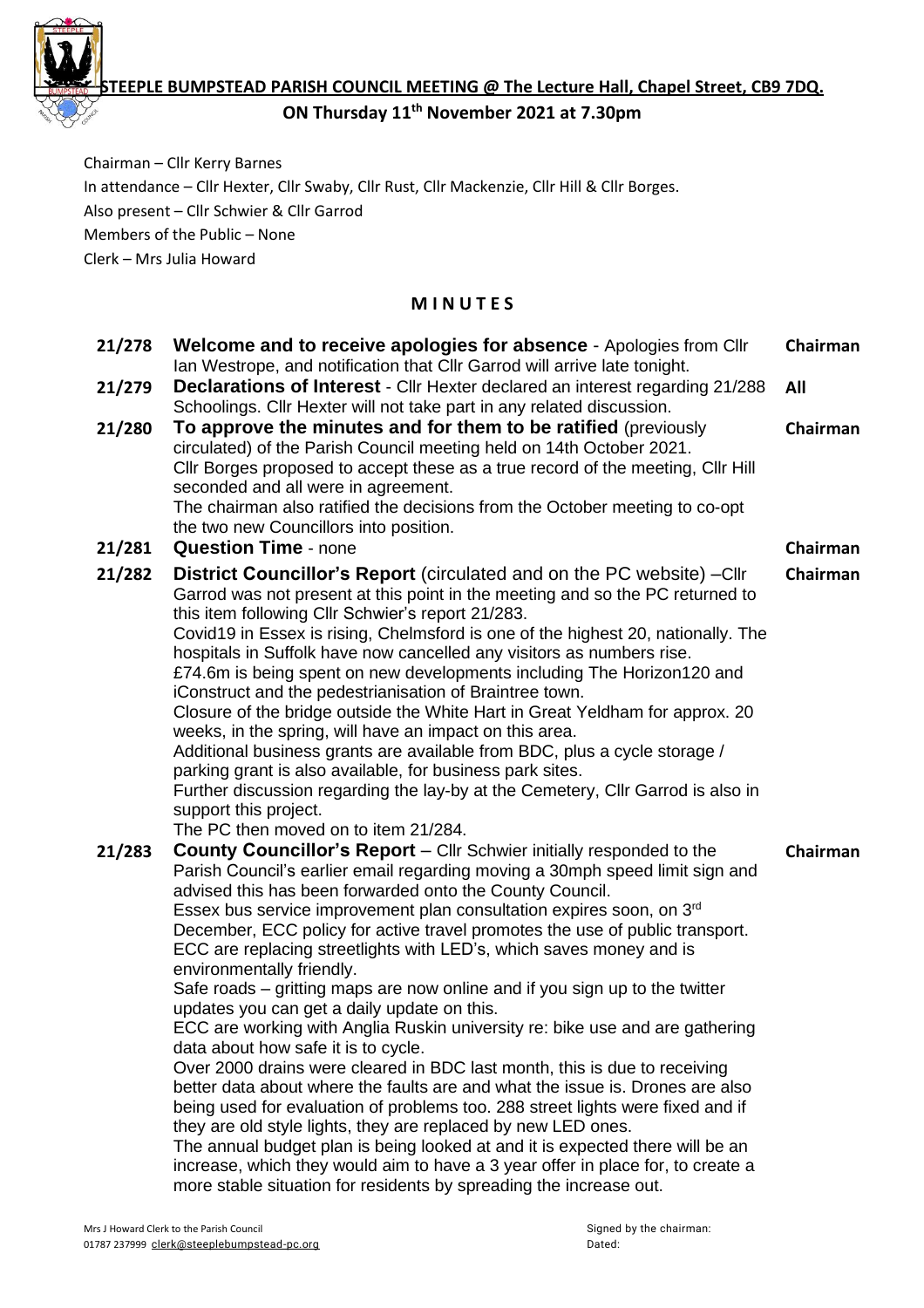# STEEPLE BUMPSTEAD PARISH COUNCIL MEETING @ The Lecture Hall, Chapel Street, CB9 7DQ.

## ON Thursday 11th November 2021 at 7.30pm

Chairman – Cllr Kerry Barnes

In attendance – Cllr Hexter, Cllr Swaby, Cllr Rust, Cllr Mackenzie, Cllr Hill & Cllr Borges.

Also present – Cllr Schwier & Cllr Garrod

Members of the Public – None

Clerk – Mrs Julia Howard

## M I N U T E S

| | | |
|---|---|---|
| 21/278 | **Welcome and to receive apologies for absence** - Apologies from Cllr Ian Westrope, and notification that Cllr Garrod will arrive late tonight. | **Chairman** |
| 21/279 | **Declarations of Interest** - Cllr Hexter declared an interest regarding 21/288 Schoolings. Cllr Hexter will not take part in any related discussion. | **All** |
| 21/280 | **To approve the minutes and for them to be ratified** (previously circulated) of the Parish Council meeting held on 14th October 2021. Cllr Borges proposed to accept these as a true record of the meeting, Cllr Hill seconded and all were in agreement. The chairman also ratified the decisions from the October meeting to co-opt the two new Councillors into position. | **Chairman** |
| 21/281 | **Question Time** - none | **Chairman** |
| 21/282 | **District Councillor's Report** (circulated and on the PC website) –Cllr Garrod was not present at this point in the meeting and so the PC returned to this item following Cllr Schwier's report 21/283. Covid19 in Essex is rising, Chelmsford is one of the highest 20, nationally. The hospitals in Suffolk have now cancelled any visitors as numbers rise. £74.6m is being spent on new developments including The Horizon120 and iConstruct and the pedestrianisation of Braintree town. Closure of the bridge outside the White Hart in Great Yeldham for approx. 20 weeks, in the spring, will have an impact on this area. Additional business grants are available from BDC, plus a cycle storage / parking grant is also available, for business park sites. Further discussion regarding the lay-by at the Cemetery, Cllr Garrod is also in support this project. The PC then moved on to item 21/284. | **Chairman** |
| 21/283 | **County Councillor's Report** – Cllr Schwier initially responded to the Parish Council's earlier email regarding moving a 30mph speed limit sign and advised this has been forwarded onto the County Council. Essex bus service improvement plan consultation expires soon, on 3rd December, ECC policy for active travel promotes the use of public transport. ECC are replacing streetlights with LED's, which saves money and is environmentally friendly. Safe roads – gritting maps are now online and if you sign up to the twitter updates you can get a daily update on this. ECC are working with Anglia Ruskin university re: bike use and are gathering data about how safe it is to cycle. Over 2000 drains were cleared in BDC last month, this is due to receiving better data about where the faults are and what the issue is. Drones are also being used for evaluation of problems too. 288 street lights were fixed and if they are old style lights, they are replaced by new LED ones. The annual budget plan is being looked at and it is expected there will be an increase, which they would aim to have a 3 year offer in place for, to create a more stable situation for residents by spreading the increase out. | **Chairman** |

Mrs J Howard Clerk to the Parish Council
01787 237999 clerk@steeplebumpstead-pc.org

Signed by the chairman:
Dated: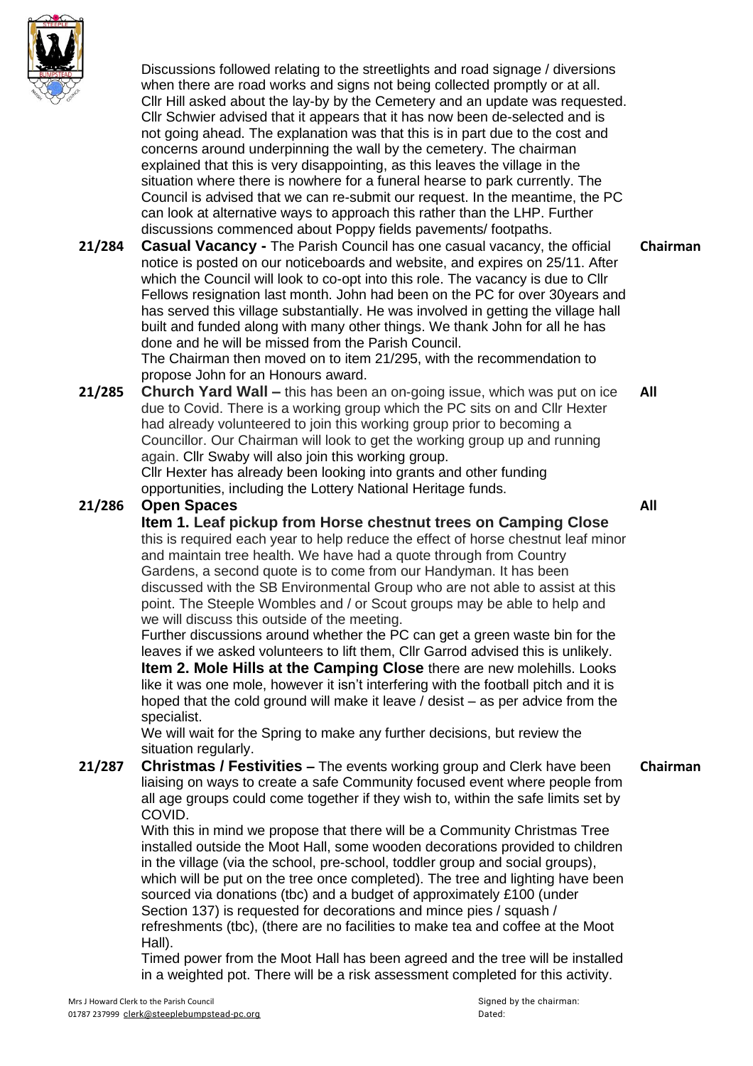Discussions followed relating to the streetlights and road signage / diversions when there are road works and signs not being collected promptly or at all. Cllr Hill asked about the lay-by by the Cemetery and an update was requested. Cllr Schwier advised that it appears that it has now been de-selected and is not going ahead. The explanation was that this is in part due to the cost and concerns around underpinning the wall by the cemetery. The chairman explained that this is very disappointing, as this leaves the village in the situation where there is nowhere for a funeral hearse to park currently. The Council is advised that we can re-submit our request. In the meantime, the PC can look at alternative ways to approach this rather than the LHP. Further discussions commenced about Poppy fields pavements/ footpaths.

| | | |
|---|---|---|
| **21/284** | **Casual Vacancy -** The Parish Council has one casual vacancy, the official notice is posted on our noticeboards and website, and expires on 25/11. After which the Council will look to co-opt into this role. The vacancy is due to Cllr Fellows resignation last month. John had been on the PC for over 30years and has served this village substantially. He was involved in getting the village hall built and funded along with many other things. We thank John for all he has done and he will be missed from the Parish Council.<br>The Chairman then moved on to item 21/295, with the recommendation to propose John for an Honours award. | **Chairman** |
| **21/285** | **Church Yard Wall –** this has been an on-going issue, which was put on ice due to Covid. There is a working group which the PC sits on and Cllr Hexter had already volunteered to join this working group prior to becoming a Councillor. Our Chairman will look to get the working group up and running again. Cllr Swaby will also join this working group.<br>Cllr Hexter has already been looking into grants and other funding opportunities, including the Lottery National Heritage funds. | **All** |
| **21/286** | **Open Spaces**<br>**Item 1. Leaf pickup from Horse chestnut trees on Camping Close** this is required each year to help reduce the effect of horse chestnut leaf minor and maintain tree health. We have had a quote through from Country Gardens, a second quote is to come from our Handyman. It has been discussed with the SB Environmental Group who are not able to assist at this point. The Steeple Wombles and / or Scout groups may be able to help and we will discuss this outside of the meeting.<br>Further discussions around whether the PC can get a green waste bin for the leaves if we asked volunteers to lift them, Cllr Garrod advised this is unlikely.<br>**Item 2. Mole Hills at the Camping Close** there are new molehills. Looks like it was one mole, however it isn't interfering with the football pitch and it is hoped that the cold ground will make it leave / desist – as per advice from the specialist.<br>We will wait for the Spring to make any further decisions, but review the situation regularly. | **All** |
| **21/287** | **Christmas / Festivities –** The events working group and Clerk have been liaising on ways to create a safe Community focused event where people from all age groups could come together if they wish to, within the safe limits set by COVID.<br>With this in mind we propose that there will be a Community Christmas Tree installed outside the Moot Hall, some wooden decorations provided to children in the village (via the school, pre-school, toddler group and social groups), which will be put on the tree once completed). The tree and lighting have been sourced via donations (tbc) and a budget of approximately £100 (under Section 137) is requested for decorations and mince pies / squash / refreshments (tbc), (there are no facilities to make tea and coffee at the Moot Hall).<br>Timed power from the Moot Hall has been agreed and the tree will be installed in a weighted pot. There will be a risk assessment completed for this activity. | **Chairman** |

Mrs J Howard Clerk to the Parish Council
01787 237999 clerk@steeplebumpstead-pc.org

Signed by the chairman:
Dated: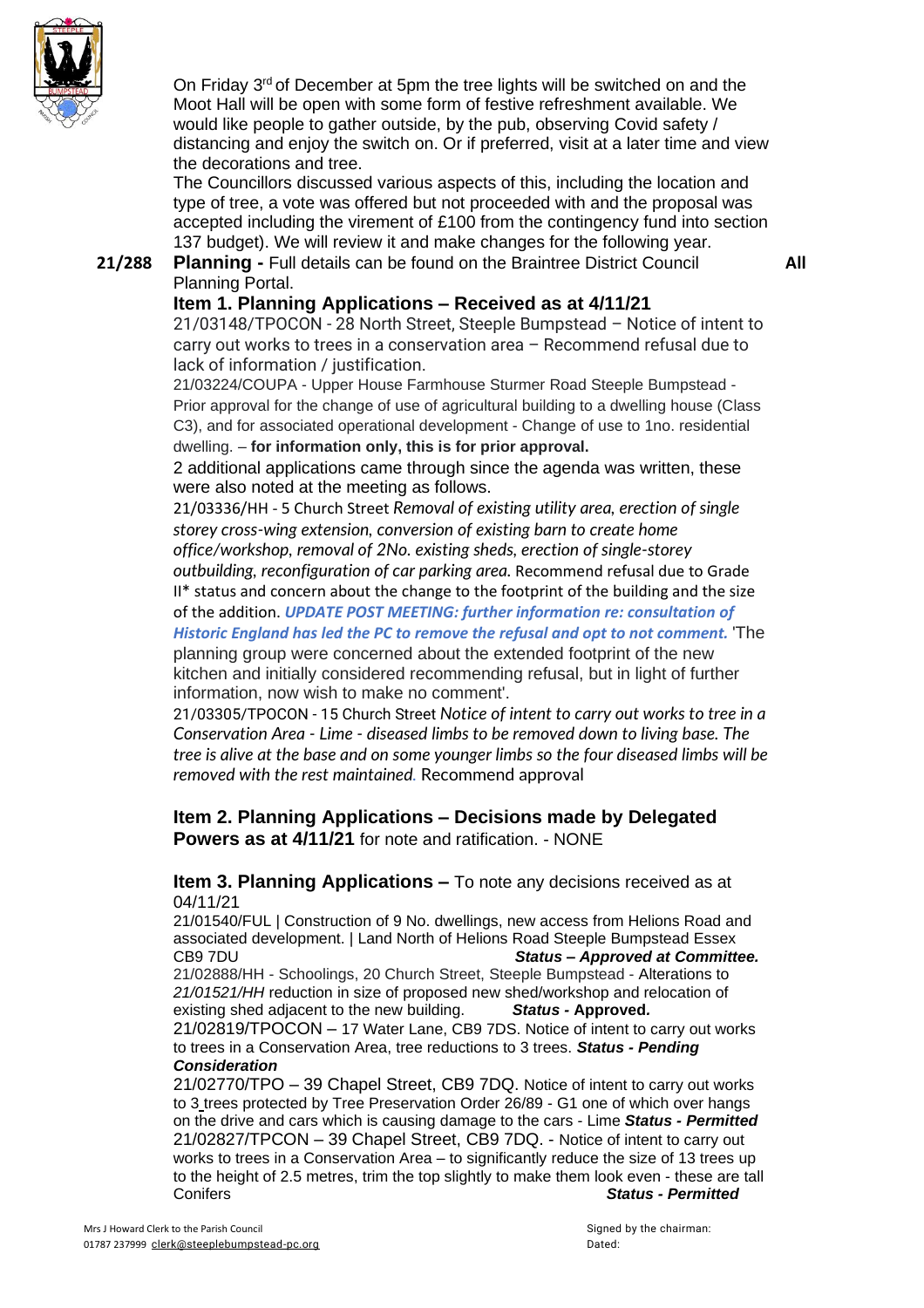On Friday 3rd of December at 5pm the tree lights will be switched on and the Moot Hall will be open with some form of festive refreshment available. We would like people to gather outside, by the pub, observing Covid safety / distancing and enjoy the switch on. Or if preferred, visit at a later time and view the decorations and tree.

The Councillors discussed various aspects of this, including the location and type of tree, a vote was offered but not proceeded with and the proposal was accepted including the virement of £100 from the contingency fund into section 137 budget). We will review it and make changes for the following year.

**21/288** **Planning -** Full details can be found on the Braintree District Council Planning Portal. **All**

### Item 1. Planning Applications – Received as at 4/11/21

21/03148/TPOCON - 28 North Street, Steeple Bumpstead – Notice of intent to carry out works to trees in a conservation area – Recommend refusal due to lack of information / justification.

21/03224/COUPA - Upper House Farmhouse Sturmer Road Steeple Bumpstead - Prior approval for the change of use of agricultural building to a dwelling house (Class C3), and for associated operational development - Change of use to 1no. residential dwelling. – **for information only, this is for prior approval.**

2 additional applications came through since the agenda was written, these were also noted at the meeting as follows.

21/03336/HH - 5 Church Street *Removal of existing utility area, erection of single storey cross-wing extension, conversion of existing barn to create home office/workshop, removal of 2No. existing sheds, erection of single-storey outbuilding, reconfiguration of car parking area.* Recommend refusal due to Grade II* status and concern about the change to the footprint of the building and the size of the addition. ***UPDATE POST MEETING: further information re: consultation of Historic England has led the PC to remove the refusal and opt to not comment.*** 'The planning group were concerned about the extended footprint of the new kitchen and initially considered recommending refusal, but in light of further information, now wish to make no comment'.

21/03305/TPOCON - 15 Church Street *Notice of intent to carry out works to tree in a Conservation Area - Lime - diseased limbs to be removed down to living base. The tree is alive at the base and on some younger limbs so the four diseased limbs will be removed with the rest maintained.* Recommend approval

### Item 2. Planning Applications – Decisions made by Delegated Powers as at 4/11/21 for note and ratification. - NONE

### Item 3. Planning Applications – To note any decisions received as at 04/11/21

21/01540/FUL | Construction of 9 No. dwellings, new access from Helions Road and associated development. | Land North of Helions Road Steeple Bumpstead Essex CB9 7DU ***Status – Approved at Committee.***

21/02888/HH - Schoolings, 20 Church Street, Steeple Bumpstead - Alterations to *21/01521/HH* reduction in size of proposed new shed/workshop and relocation of existing shed adjacent to the new building. ***Status -* Approved.**

21/02819/TPOCON – 17 Water Lane, CB9 7DS. Notice of intent to carry out works to trees in a Conservation Area, tree reductions to 3 trees. ***Status - Pending Consideration***

21/02770/TPO – 39 Chapel Street, CB9 7DQ. Notice of intent to carry out works to 3 trees protected by Tree Preservation Order 26/89 - G1 one of which over hangs on the drive and cars which is causing damage to the cars - Lime ***Status - Permitted***

21/02827/TPCON – 39 Chapel Street, CB9 7DQ. - Notice of intent to carry out works to trees in a Conservation Area – to significantly reduce the size of 13 trees up to the height of 2.5 metres, trim the top slightly to make them look even - these are tall Conifers ***Status - Permitted***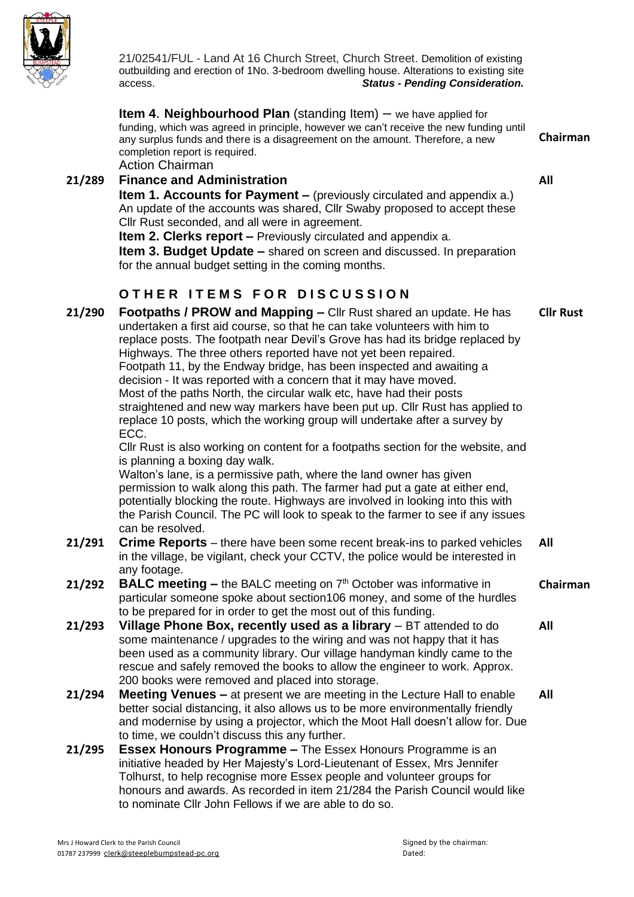21/02541/FUL - Land At 16 Church Street, Church Street. Demolition of existing outbuilding and erection of 1No. 3-bedroom dwelling house. Alterations to existing site access. ***Status - Pending Consideration.***

**Item 4. Neighbourhood Plan** (standing Item) – we have applied for funding, which was agreed in principle, however we can't receive the new funding until any surplus funds and there is a disagreement on the amount. Therefore, a new completion report is required. **Chairman**

Action Chairman

**21/289 Finance and Administration** **All**

**Item 1. Accounts for Payment –** (previously circulated and appendix a.) An update of the accounts was shared, Cllr Swaby proposed to accept these Cllr Rust seconded, and all were in agreement.

**Item 2. Clerks report –** Previously circulated and appendix a.

**Item 3. Budget Update –** shared on screen and discussed. In preparation for the annual budget setting in the coming months.

## OTHER ITEMS FOR DISCUSSION

**21/290 Footpaths / PROW and Mapping –** Cllr Rust shared an update. He has undertaken a first aid course, so that he can take volunteers with him to replace posts. The footpath near Devil's Grove has had its bridge replaced by Highways. The three others reported have not yet been repaired. **Cllr Rust**

Footpath 11, by the Endway bridge, has been inspected and awaiting a decision - It was reported with a concern that it may have moved.

Most of the paths North, the circular walk etc, have had their posts straightened and new way markers have been put up. Cllr Rust has applied to replace 10 posts, which the working group will undertake after a survey by ECC.

Cllr Rust is also working on content for a footpaths section for the website, and is planning a boxing day walk.

Walton's lane, is a permissive path, where the land owner has given permission to walk along this path. The farmer had put a gate at either end, potentially blocking the route. Highways are involved in looking into this with the Parish Council. The PC will look to speak to the farmer to see if any issues can be resolved.

**21/291 Crime Reports** – there have been some recent break-ins to parked vehicles in the village, be vigilant, check your CCTV, the police would be interested in any footage. **All**

**21/292 BALC meeting –** the BALC meeting on 7th October was informative in particular someone spoke about section106 money, and some of the hurdles to be prepared for in order to get the most out of this funding. **Chairman**

**21/293 Village Phone Box, recently used as a library** – BT attended to do some maintenance / upgrades to the wiring and was not happy that it has been used as a community library. Our village handyman kindly came to the rescue and safely removed the books to allow the engineer to work. Approx. 200 books were removed and placed into storage. **All**

**21/294 Meeting Venues –** at present we are meeting in the Lecture Hall to enable better social distancing, it also allows us to be more environmentally friendly and modernise by using a projector, which the Moot Hall doesn't allow for. Due to time, we couldn't discuss this any further. **All**

**21/295 Essex Honours Programme –** The Essex Honours Programme is an initiative headed by Her Majesty's Lord-Lieutenant of Essex, Mrs Jennifer Tolhurst, to help recognise more Essex people and volunteer groups for honours and awards. As recorded in item 21/284 the Parish Council would like to nominate Cllr John Fellows if we are able to do so.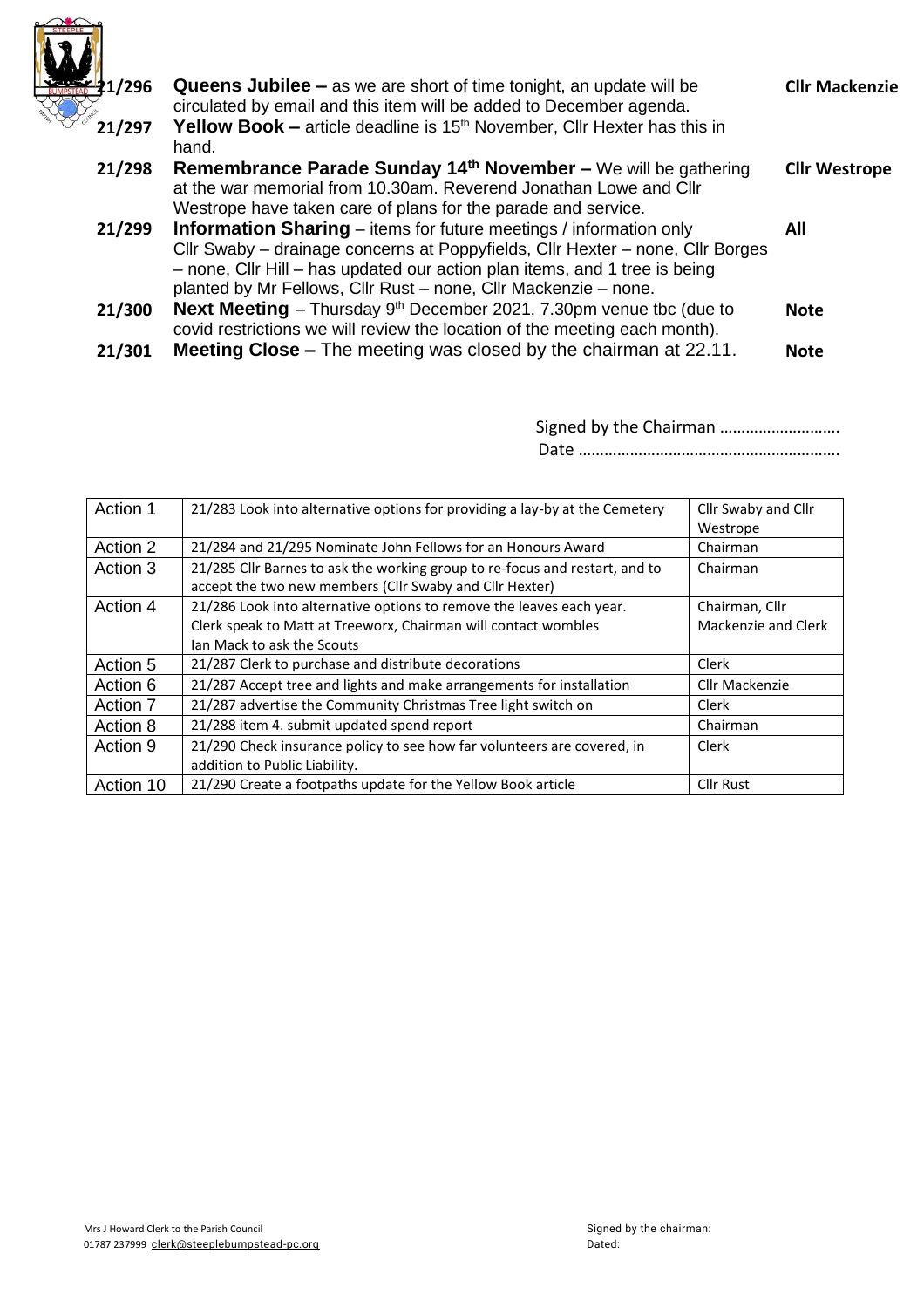| | | |
|---|---|---|
| 21/296 | **Queens Jubilee –** as we are short of time tonight, an update will be circulated by email and this item will be added to December agenda. | **Cllr Mackenzie** |
| 21/297 | **Yellow Book –** article deadline is 15th November, Cllr Hexter has this in hand. | |
| 21/298 | **Remembrance Parade Sunday 14th November –** We will be gathering at the war memorial from 10.30am. Reverend Jonathan Lowe and Cllr Westrope have taken care of plans for the parade and service. | **Cllr Westrope** |
| 21/299 | **Information Sharing** – items for future meetings / information only Cllr Swaby – drainage concerns at Poppyfields, Cllr Hexter – none, Cllr Borges – none, Cllr Hill – has updated our action plan items, and 1 tree is being planted by Mr Fellows, Cllr Rust – none, Cllr Mackenzie – none. | **All** |
| 21/300 | **Next Meeting** – Thursday 9th December 2021, 7.30pm venue tbc (due to covid restrictions we will review the location of the meeting each month). | **Note** |
| 21/301 | **Meeting Close –** The meeting was closed by the chairman at 22.11. | **Note** |

Signed by the Chairman ……………………….

Date …………………………………………………..

| | | |
|---|---|---|
| Action 1 | 21/283 Look into alternative options for providing a lay-by at the Cemetery | Cllr Swaby and Cllr Westrope |
| Action 2 | 21/284 and 21/295 Nominate John Fellows for an Honours Award | Chairman |
| Action 3 | 21/285 Cllr Barnes to ask the working group to re-focus and restart, and to accept the two new members (Cllr Swaby and Cllr Hexter) | Chairman |
| Action 4 | 21/286 Look into alternative options to remove the leaves each year. Clerk speak to Matt at Treeworx, Chairman will contact wombles Ian Mack to ask the Scouts | Chairman, Cllr Mackenzie and Clerk |
| Action 5 | 21/287 Clerk to purchase and distribute decorations | Clerk |
| Action 6 | 21/287 Accept tree and lights and make arrangements for installation | Cllr Mackenzie |
| Action 7 | 21/287 advertise the Community Christmas Tree light switch on | Clerk |
| Action 8 | 21/288 item 4. submit updated spend report | Chairman |
| Action 9 | 21/290 Check insurance policy to see how far volunteers are covered, in addition to Public Liability. | Clerk |
| Action 10 | 21/290 Create a footpaths update for the Yellow Book article | Cllr Rust |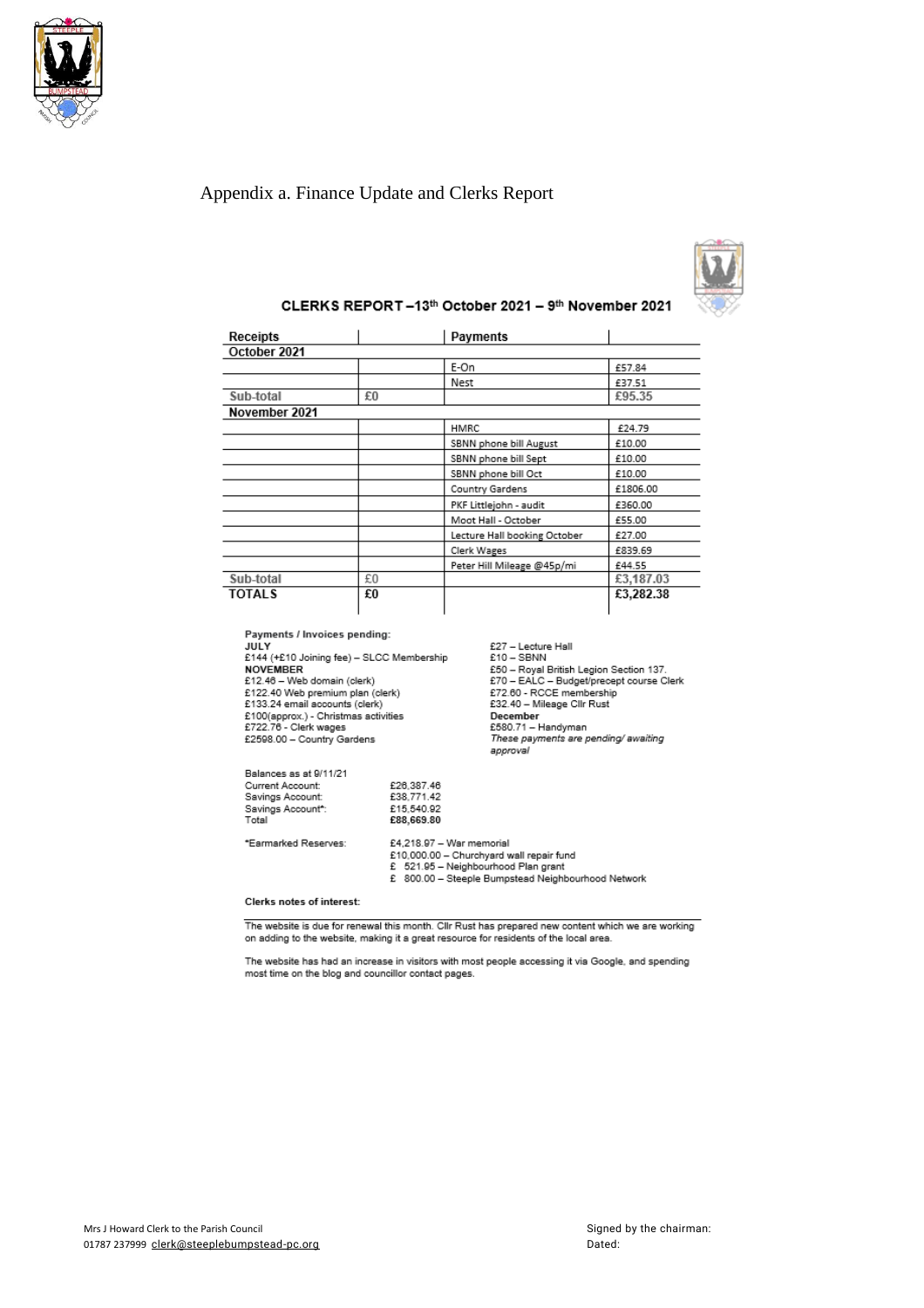Appendix a. Finance Update and Clerks Report

## CLERKS REPORT – 13th October 2021 – 9th November 2021

| Receipts | | Payments | |
|---|---|---|---|
| **October 2021** | | | |
| | | E-On | £57.84 |
| | | Nest | £37.51 |
| Sub-total | £0 | | £95.35 |
| **November 2021** | | | |
| | | HMRC | £24.79 |
| | | SBNN phone bill August | £10.00 |
| | | SBNN phone bill Sept | £10.00 |
| | | SBNN phone bill Oct | £10.00 |
| | | Country Gardens | £1806.00 |
| | | PKF Littlejohn - audit | £360.00 |
| | | Moot Hall - October | £55.00 |
| | | Lecture Hall booking October | £27.00 |
| | | Clerk Wages | £839.69 |
| | | Peter Hill Mileage @45p/mi | £44.55 |
| Sub-total | £0 | | £3,187.03 |
| **TOTALS** | **£0** | | **£3,282.38** |

**Payments / Invoices pending:**

**JULY**
£144 (+£10 Joining fee) – SLCC Membership

**NOVEMBER**
£12.46 – Web domain (clerk)
£122.40 Web premium plan (clerk)
£133.24 email accounts (clerk)
£100(approx.) - Christmas activities
£722.76 - Clerk wages
£2598.00 – Country Gardens
£27 – Lecture Hall
£10 – SBNN
£50 – Royal British Legion Section 137.
£70 – EALC – Budget/precept course Clerk
£72.60 - RCCE membership
£32.40 – Mileage Cllr Rust

**December**
£580.71 – Handyman

*These payments are pending/ awaiting approval*

| Balances as at 9/11/21 | |
|---|---|
| Current Account: | £26,387.46 |
| Savings Account: | £38,771.42 |
| Savings Account*: | £15,540.92 |
| Total | **£88,669.80** |

*Earmarked Reserves:
£4,218.97 – War memorial
£10,000.00 – Churchyard wall repair fund
£ 521.95 – Neighbourhood Plan grant
£ 800.00 – Steeple Bumpstead Neighbourhood Network

**Clerks notes of interest:**

The website is due for renewal this month. Cllr Rust has prepared new content which we are working on adding to the website, making it a great resource for residents of the local area.

The website has had an increase in visitors with most people accessing it via Google, and spending most time on the blog and councillor contact pages.

Mrs J Howard Clerk to the Parish Council
01787 237999 clerk@steeplebumpstead-pc.org

Signed by the chairman:
Dated: